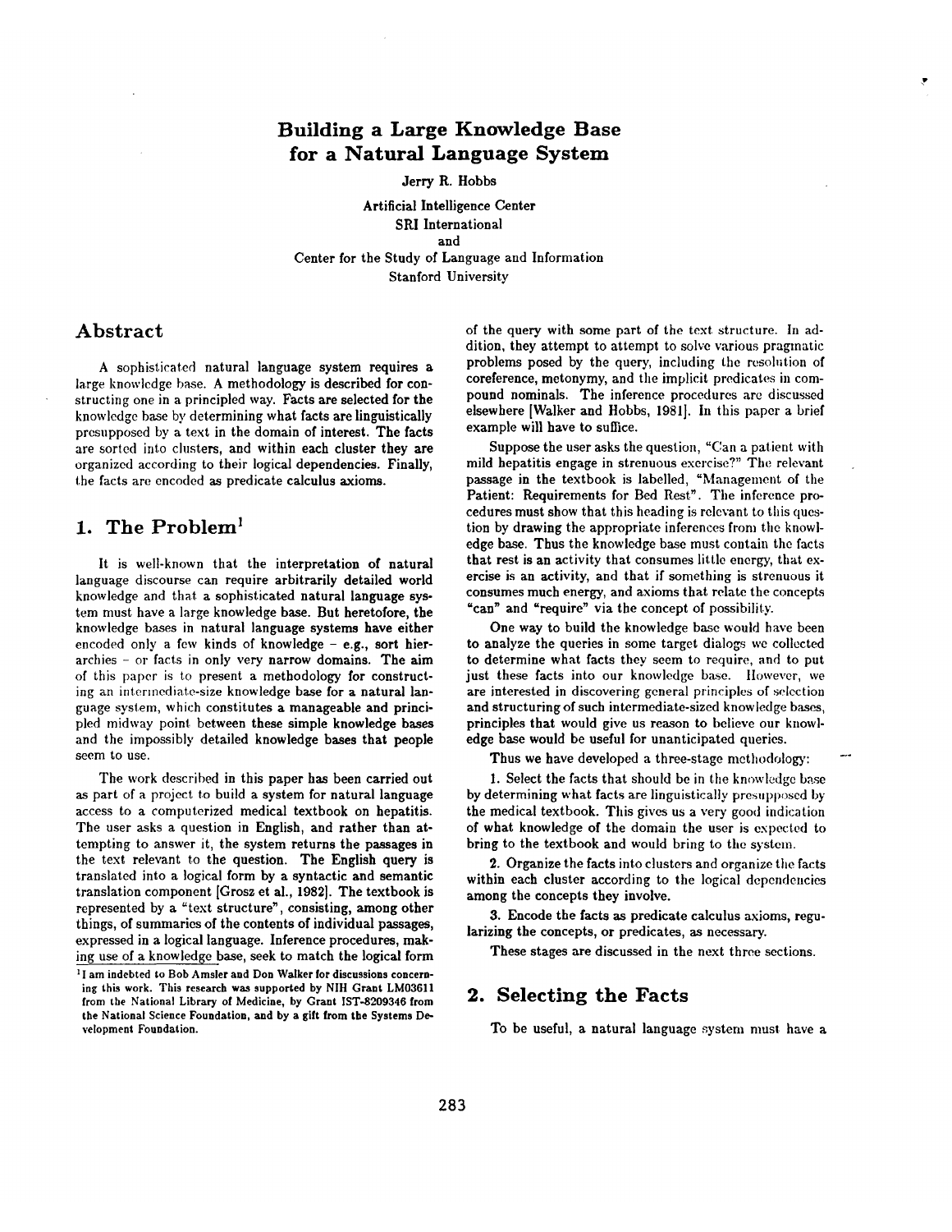# Building a Large Knowledge Base for a Natural Language System

Jerry R. Hobbs

Artificial Intelligence Center
SRI International
and
Center for the Study of Language and Information
Stanford University

## Abstract

A sophisticated natural language system requires a large knowledge base. A methodology is described for constructing one in a principled way. Facts are selected for the knowledge base by determining what facts are linguistically presupposed by a text in the domain of interest. The facts are sorted into clusters, and within each cluster they are organized according to their logical dependencies. Finally, the facts are encoded as predicate calculus axioms.

## 1. The Problem[1]

It is well-known that the interpretation of natural language discourse can require arbitrarily detailed world knowledge and that a sophisticated natural language system must have a large knowledge base. But heretofore, the knowledge bases in natural language systems have either encoded only a few kinds of knowledge – e.g., sort hierarchies – or facts in only very narrow domains. The aim of this paper is to present a methodology for constructing an intermediate-size knowledge base for a natural language system, which constitutes a manageable and principled midway point between these simple knowledge bases and the impossibly detailed knowledge bases that people seem to use.

The work described in this paper has been carried out as part of a project to build a system for natural language access to a computerized medical textbook on hepatitis. The user asks a question in English, and rather than attempting to answer it, the system returns the passages in the text relevant to the question. The English query is translated into a logical form by a syntactic and semantic translation component [Grosz et al., 1982]. The textbook is represented by a "text structure", consisting, among other things, of summaries of the contents of individual passages, expressed in a logical language. Inference procedures, making use of a knowledge base, seek to match the logical form of the query with some part of the text structure. In addition, they attempt to attempt to solve various pragmatic problems posed by the query, including the resolution of coreference, metonymy, and the implicit predicates in compound nominals. The inference procedures are discussed elsewhere [Walker and Hobbs, 1981]. In this paper a brief example will have to suffice.

Suppose the user asks the question, "Can a patient with mild hepatitis engage in strenuous exercise?" The relevant passage in the textbook is labelled, "Management of the Patient: Requirements for Bed Rest". The inference procedures must show that this heading is relevant to this question by drawing the appropriate inferences from the knowledge base. Thus the knowledge base must contain the facts that rest is an activity that consumes little energy, that exercise is an activity, and that if something is strenuous it consumes much energy, and axioms that relate the concepts "can" and "require" via the concept of possibility.

One way to build the knowledge base would have been to analyze the queries in some target dialogs we collected to determine what facts they seem to require, and to put just these facts into our knowledge base. However, we are interested in discovering general principles of selection and structuring of such intermediate-sized knowledge bases, principles that would give us reason to believe our knowledge base would be useful for unanticipated queries.

Thus we have developed a three-stage methodology:

1. Select the facts that should be in the knowledge base by determining what facts are linguistically presupposed by the medical textbook. This gives us a very good indication of what knowledge of the domain the user is expected to bring to the textbook and would bring to the system.

2. Organize the facts into clusters and organize the facts within each cluster according to the logical dependencies among the concepts they involve.

3. Encode the facts as predicate calculus axioms, regularizing the concepts, or predicates, as necessary.

These stages are discussed in the next three sections.

## 2. Selecting the Facts

To be useful, a natural language system must have a

[1] I am indebted to Bob Amsler and Don Walker for discussions concerning this work. This research was supported by NIH Grant LM03611 from the National Library of Medicine, by Grant IST-8209346 from the National Science Foundation, and by a gift from the Systems Development Foundation.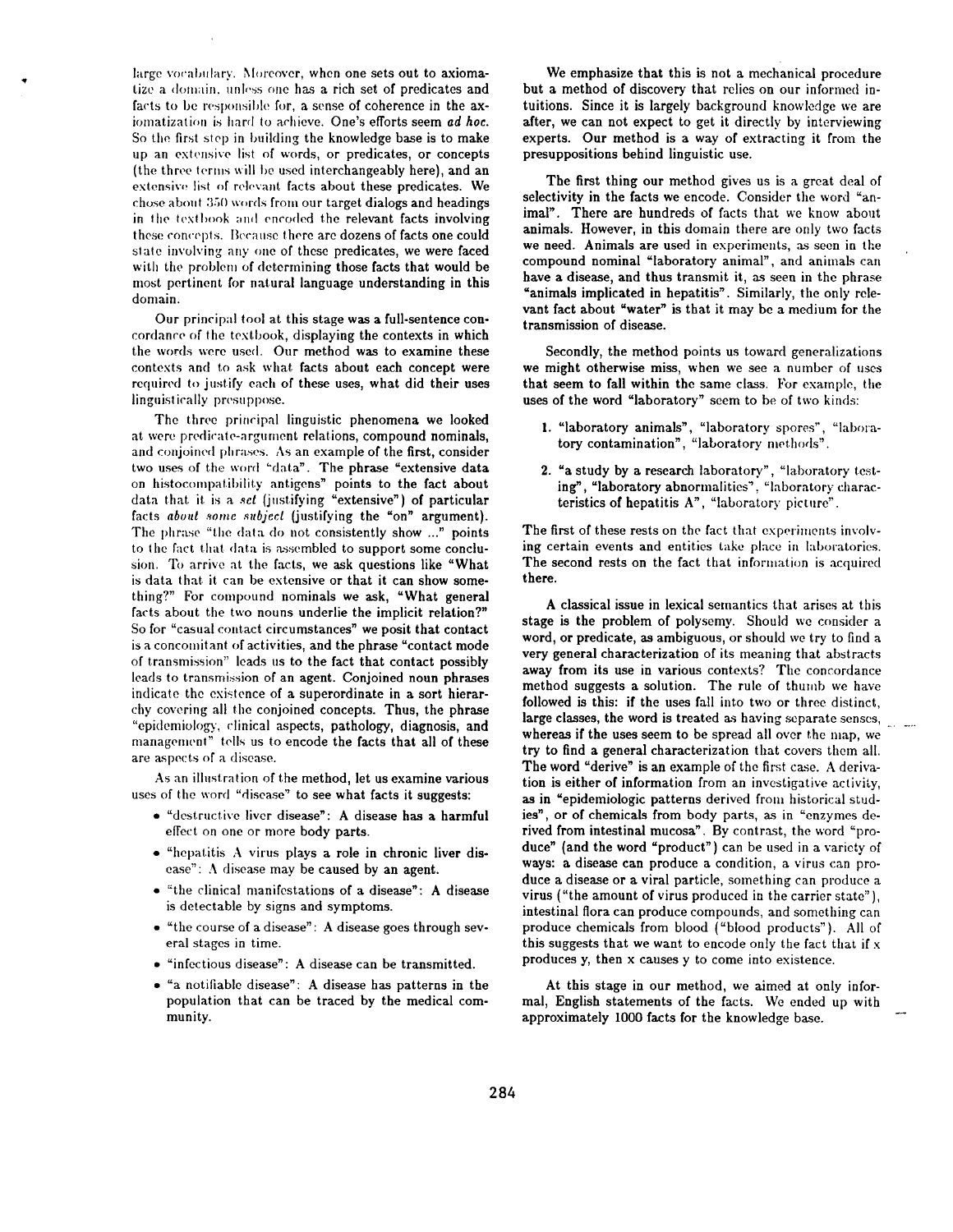large vocabulary. Moreover, when one sets out to axiomatize a domain, unless one has a rich set of predicates and facts to be responsible for, a sense of coherence in the axiomatization is hard to achieve. One's efforts seem *ad hoc*. So the first step in building the knowledge base is to make up an extensive list of words, or predicates, or concepts (the three terms will be used interchangeably here), and an extensive list of relevant facts about these predicates. We chose about 350 words from our target dialogs and headings in the textbook and encoded the relevant facts involving these concepts. Because there are dozens of facts one could state involving any one of these predicates, we were faced with the problem of determining those facts that would be most pertinent for natural language understanding in this domain.

Our principal tool at this stage was a full-sentence concordance of the textbook, displaying the contexts in which the words were used. Our method was to examine these contexts and to ask what facts about each concept were required to justify each of these uses, what did their uses linguistically presuppose.

The three principal linguistic phenomena we looked at were predicate-argument relations, compound nominals, and conjoined phrases. As an example of the first, consider two uses of the word "data". The phrase "extensive data on histocompatibility antigens" points to the fact about data that it is a *set* (justifying "extensive") of particular facts *about some subject* (justifying the "on" argument). The phrase "the data do not consistently show ..." points to the fact that data is assembled to support some conclusion. To arrive at the facts, we ask questions like "What is data that it can be extensive or that it can show something?" For compound nominals we ask, "What general facts about the two nouns underlie the implicit relation?" So for "casual contact circumstances" we posit that contact is a concomitant of activities, and the phrase "contact mode of transmission" leads us to the fact that contact possibly leads to transmission of an agent. Conjoined noun phrases indicate the existence of a superordinate in a sort hierarchy covering all the conjoined concepts. Thus, the phrase "epidemiology, clinical aspects, pathology, diagnosis, and management" tells us to encode the facts that all of these are aspects of a disease.

As an illustration of the method, let us examine various uses of the word "disease" to see what facts it suggests:

- "destructive liver disease": A disease has a harmful effect on one or more body parts.
- "hepatitis A virus plays a role in chronic liver disease": A disease may be caused by an agent.
- "the clinical manifestations of a disease": A disease is detectable by signs and symptoms.
- "the course of a disease": A disease goes through several stages in time.
- "infectious disease": A disease can be transmitted.
- "a notifiable disease": A disease has patterns in the population that can be traced by the medical community.

We emphasize that this is not a mechanical procedure but a method of discovery that relies on our informed intuitions. Since it is largely background knowledge we are after, we can not expect to get it directly by interviewing experts. Our method is a way of extracting it from the presuppositions behind linguistic use.

The first thing our method gives us is a great deal of selectivity in the facts we encode. Consider the word "animal". There are hundreds of facts that we know about animals. However, in this domain there are only two facts we need. Animals are used in experiments, as seen in the compound nominal "laboratory animal", and animals can have a disease, and thus transmit it, as seen in the phrase "animals implicated in hepatitis". Similarly, the only relevant fact about "water" is that it may be a medium for the transmission of disease.

Secondly, the method points us toward generalizations we might otherwise miss, when we see a number of uses that seem to fall within the same class. For example, the uses of the word "laboratory" seem to be of two kinds:

1. "laboratory animals", "laboratory spores", "laboratory contamination", "laboratory methods".
2. "a study by a research laboratory", "laboratory testing", "laboratory abnormalities", "laboratory characteristics of hepatitis A", "laboratory picture".

The first of these rests on the fact that experiments involving certain events and entities take place in laboratories. The second rests on the fact that information is acquired there.

A classical issue in lexical semantics that arises at this stage is the problem of polysemy. Should we consider a word, or predicate, as ambiguous, or should we try to find a very general characterization of its meaning that abstracts away from its use in various contexts? The concordance method suggests a solution. The rule of thumb we have followed is this: if the uses fall into two or three distinct, large classes, the word is treated as having separate senses, whereas if the uses seem to be spread all over the map, we try to find a general characterization that covers them all. The word "derive" is an example of the first case. A derivation is either of information from an investigative activity, as in "epidemiologic patterns derived from historical studies", or of chemicals from body parts, as in "enzymes derived from intestinal mucosa". By contrast, the word "produce" (and the word "product") can be used in a variety of ways: a disease can produce a condition, a virus can produce a disease or a viral particle, something can produce a virus ("the amount of virus produced in the carrier state"), intestinal flora can produce compounds, and something can produce chemicals from blood ("blood products"). All of this suggests that we want to encode only the fact that if x produces y, then x causes y to come into existence.

At this stage in our method, we aimed at only informal, English statements of the facts. We ended up with approximately 1000 facts for the knowledge base.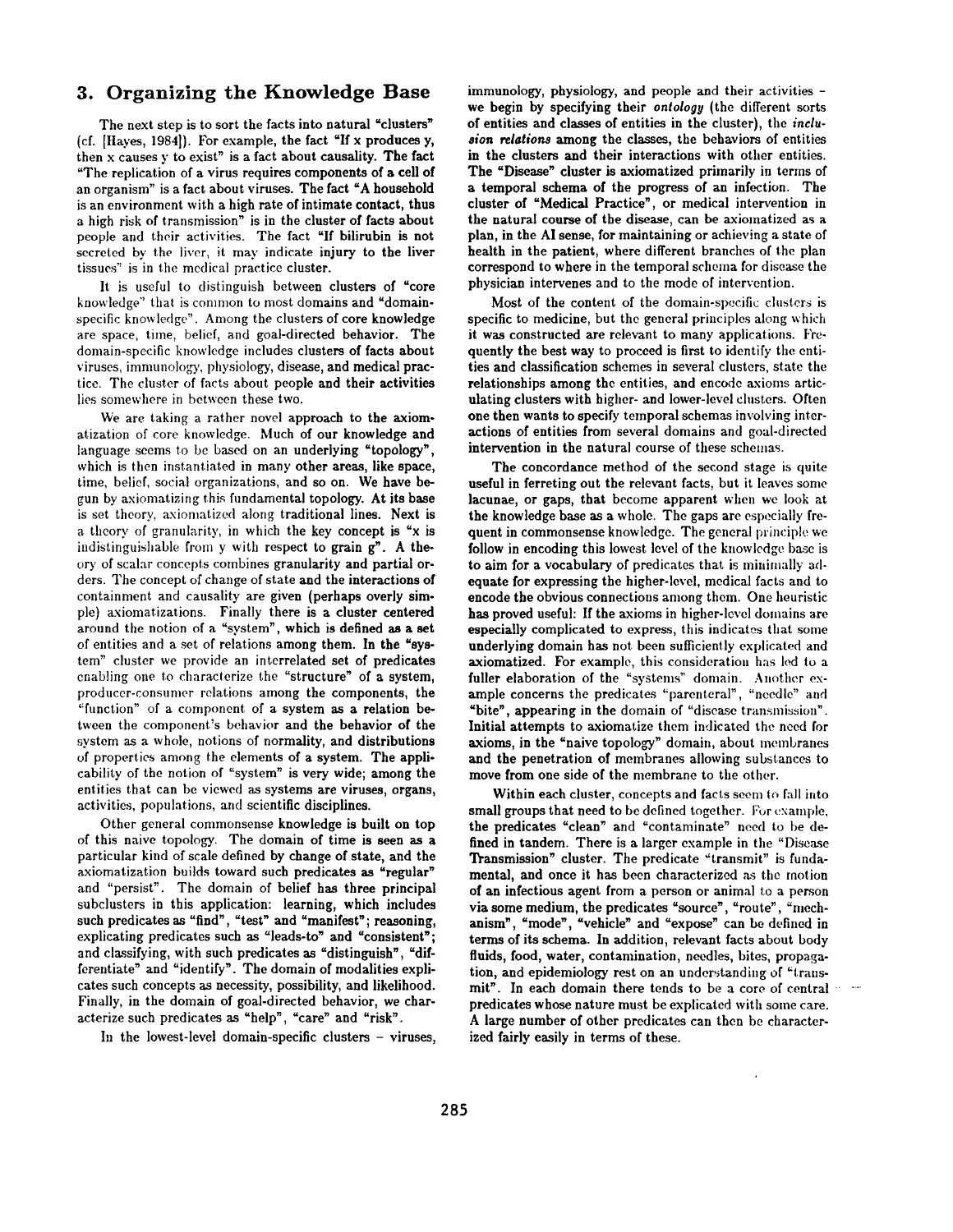## 3. Organizing the Knowledge Base

The next step is to sort the facts into natural "clusters" (cf. [Hayes, 1984]). For example, the fact "If x produces y, then x causes y to exist" is a fact about causality. The fact "The replication of a virus requires components of a cell of an organism" is a fact about viruses. The fact "A household is an environment with a high rate of intimate contact, thus a high risk of transmission" is in the cluster of facts about people and their activities. The fact "If bilirubin is not secreted by the liver, it may indicate injury to the liver tissues" is in the medical practice cluster.

It is useful to distinguish between clusters of "core knowledge" that is common to most domains and "domain-specific knowledge". Among the clusters of core knowledge are space, time, belief, and goal-directed behavior. The domain-specific knowledge includes clusters of facts about viruses, immunology, physiology, disease, and medical practice. The cluster of facts about people and their activities lies somewhere in between these two.

We are taking a rather novel approach to the axiomatization of core knowledge. Much of our knowledge and language seems to be based on an underlying "topology", which is then instantiated in many other areas, like space, time, belief, social organizations, and so on. We have begun by axiomatizing this fundamental topology. At its base is set theory, axiomatized along traditional lines. Next is a theory of granularity, in which the key concept is "x is indistinguishable from y with respect to grain g". A theory of scalar concepts combines granularity and partial orders. The concept of change of state and the interactions of containment and causality are given (perhaps overly simple) axiomatizations. Finally there is a cluster centered around the notion of a "system", which is defined as a set of entities and a set of relations among them. In the "system" cluster we provide an interrelated set of predicates enabling one to characterize the "structure" of a system, producer-consumer relations among the components, the "function" of a component of a system as a relation between the component's behavior and the behavior of the system as a whole, notions of normality, and distributions of properties among the elements of a system. The applicability of the notion of "system" is very wide; among the entities that can be viewed as systems are viruses, organs, activities, populations, and scientific disciplines.

Other general commonsense knowledge is built on top of this naive topology. The domain of time is seen as a particular kind of scale defined by change of state, and the axiomatization builds toward such predicates as "regular" and "persist". The domain of belief has three principal subclusters in this application: learning, which includes such predicates as "find", "test" and "manifest"; reasoning, explicating predicates such as "leads-to" and "consistent"; and classifying, with such predicates as "distinguish", "differentiate" and "identify". The domain of modalities explicates such concepts as necessity, possibility, and likelihood. Finally, in the domain of goal-directed behavior, we characterize such predicates as "help", "care" and "risk".

In the lowest-level domain-specific clusters – viruses, immunology, physiology, and people and their activities – we begin by specifying their *ontology* (the different sorts of entities and classes of entities in the cluster), the *inclusion relations* among the classes, the behaviors of entities in the clusters and their interactions with other entities. The "Disease" cluster is axiomatized primarily in terms of a temporal schema of the progress of an infection. The cluster of "Medical Practice", or medical intervention in the natural course of the disease, can be axiomatized as a plan, in the AI sense, for maintaining or achieving a state of health in the patient, where different branches of the plan correspond to where in the temporal schema for disease the physician intervenes and to the mode of intervention.

Most of the content of the domain-specific clusters is specific to medicine, but the general principles along which it was constructed are relevant to many applications. Frequently the best way to proceed is first to identify the entities and classification schemes in several clusters, state the relationships among the entities, and encode axioms articulating clusters with higher- and lower-level clusters. Often one then wants to specify temporal schemas involving interactions of entities from several domains and goal-directed intervention in the natural course of these schemas.

The concordance method of the second stage is quite useful in ferreting out the relevant facts, but it leaves some lacunae, or gaps, that become apparent when we look at the knowledge base as a whole. The gaps are especially frequent in commonsense knowledge. The general principle we follow in encoding this lowest level of the knowledge base is to aim for a vocabulary of predicates that is minimally adequate for expressing the higher-level, medical facts and to encode the obvious connections among them. One heuristic has proved useful: If the axioms in higher-level domains are especially complicated to express, this indicates that some underlying domain has not been sufficiently explicated and axiomatized. For example, this consideration has led to a fuller elaboration of the "systems" domain. Another example concerns the predicates "parenteral", "needle" and "bite", appearing in the domain of "disease transmission". Initial attempts to axiomatize them indicated the need for axioms, in the "naive topology" domain, about membranes and the penetration of membranes allowing substances to move from one side of the membrane to the other.

Within each cluster, concepts and facts seem to fall into small groups that need to be defined together. For example, the predicates "clean" and "contaminate" need to be defined in tandem. There is a larger example in the "Disease Transmission" cluster. The predicate "transmit" is fundamental, and once it has been characterized as the motion of an infectious agent from a person or animal to a person via some medium, the predicates "source", "route", "mechanism", "mode", "vehicle" and "expose" can be defined in terms of its schema. In addition, relevant facts about body fluids, food, water, contamination, needles, bites, propagation, and epidemiology rest on an understanding of "transmit". In each domain there tends to be a core of central predicates whose nature must be explicated with some care. A large number of other predicates can then be characterized fairly easily in terms of these.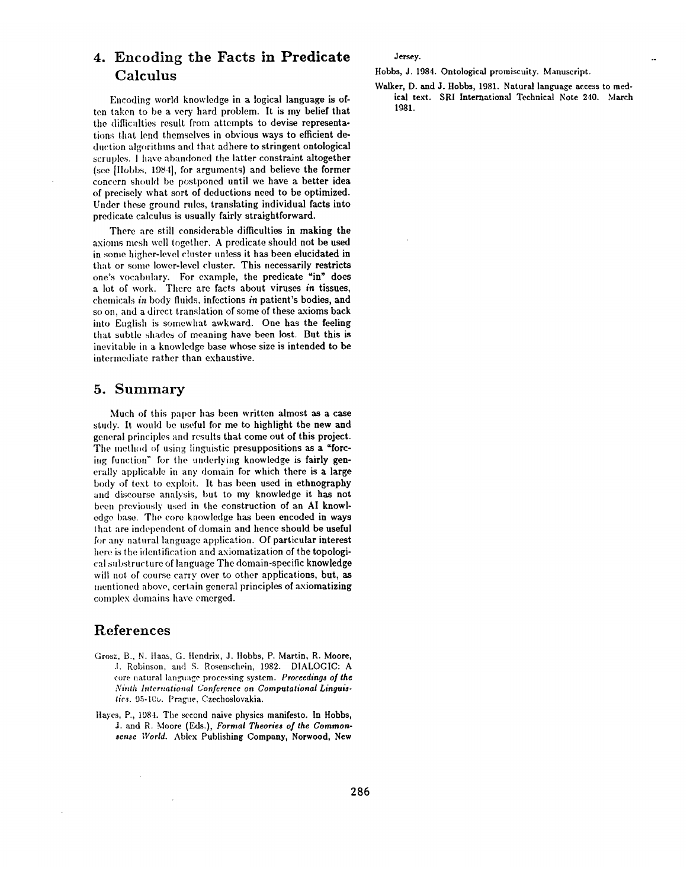## 4. Encoding the Facts in Predicate Calculus

Encoding world knowledge in a logical language is often taken to be a very hard problem. It is my belief that the difficulties result from attempts to devise representations that lend themselves in obvious ways to efficient deduction algorithms and that adhere to stringent ontological scruples. I have abandoned the latter constraint altogether (see [Hobbs, 1984], for arguments) and believe the former concern should be postponed until we have a better idea of precisely what sort of deductions need to be optimized. Under these ground rules, translating individual facts into predicate calculus is usually fairly straightforward.

There are still considerable difficulties in making the axioms mesh well together. A predicate should not be used in some higher-level cluster unless it has been elucidated in that or some lower-level cluster. This necessarily restricts one's vocabulary. For example, the predicate "in" does a lot of work. There are facts about viruses *in* tissues, chemicals *in* body fluids, infections *in* patient's bodies, and so on, and a direct translation of some of these axioms back into English is somewhat awkward. One has the feeling that subtle shades of meaning have been lost. But this is inevitable in a knowledge base whose size is intended to be intermediate rather than exhaustive.

## 5. Summary

Much of this paper has been written almost as a case study. It would be useful for me to highlight the new and general principles and results that come out of this project. The method of using linguistic presuppositions as a "forcing function" for the underlying knowledge is fairly generally applicable in any domain for which there is a large body of text to exploit. It has been used in ethnography and discourse analysis, but to my knowledge it has not been previously used in the construction of an AI knowledge base. The core knowledge has been encoded in ways that are independent of domain and hence should be useful for any natural language application. Of particular interest here is the identification and axiomatization of the topological substructure of language The domain-specific knowledge will not of course carry over to other applications, but, as mentioned above, certain general principles of axiomatizing complex domains have emerged.

## References

Grosz, B., N. Haas, G. Hendrix, J. Hobbs, P. Martin, R. Moore, J. Robinson, and S. Rosenschein, 1982. DIALOGIC: A core natural language processing system. *Proceedings of the Ninth International Conference on Computational Linguistics*. 95-100. Prague, Czechoslovakia.

Hayes, P., 1984. The second naive physics manifesto. In Hobbs, J. and R. Moore (Eds.), *Formal Theories of the Commonsense World*. Ablex Publishing Company, Norwood, New Jersey.

Hobbs, J. 1984. Ontological promiscuity. Manuscript.

Walker, D. and J. Hobbs, 1981. Natural language access to medical text. SRI International Technical Note 240. March 1981.